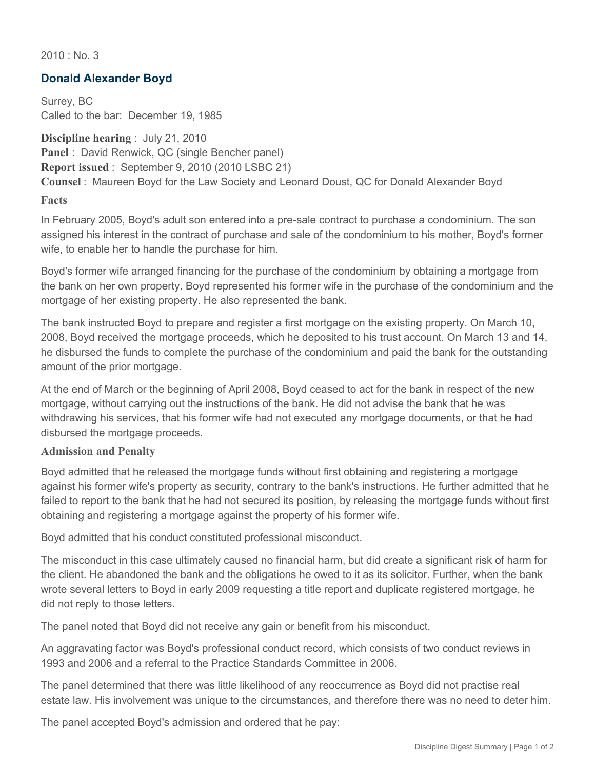2010 : No. 3

## Donald Alexander Boyd

Surrey, BC
Called to the bar: December 19, 1985

**Discipline hearing** : July 21, 2010
**Panel** : David Renwick, QC (single Bencher panel)
**Report issued** : September 9, 2010 (2010 LSBC 21)
**Counsel** : Maureen Boyd for the Law Society and Leonard Doust, QC for Donald Alexander Boyd

### Facts

In February 2005, Boyd's adult son entered into a pre-sale contract to purchase a condominium. The son assigned his interest in the contract of purchase and sale of the condominium to his mother, Boyd's former wife, to enable her to handle the purchase for him.

Boyd's former wife arranged financing for the purchase of the condominium by obtaining a mortgage from the bank on her own property. Boyd represented his former wife in the purchase of the condominium and the mortgage of her existing property. He also represented the bank.

The bank instructed Boyd to prepare and register a first mortgage on the existing property. On March 10, 2008, Boyd received the mortgage proceeds, which he deposited to his trust account. On March 13 and 14, he disbursed the funds to complete the purchase of the condominium and paid the bank for the outstanding amount of the prior mortgage.

At the end of March or the beginning of April 2008, Boyd ceased to act for the bank in respect of the new mortgage, without carrying out the instructions of the bank. He did not advise the bank that he was withdrawing his services, that his former wife had not executed any mortgage documents, or that he had disbursed the mortgage proceeds.

### Admission and Penalty

Boyd admitted that he released the mortgage funds without first obtaining and registering a mortgage against his former wife's property as security, contrary to the bank's instructions. He further admitted that he failed to report to the bank that he had not secured its position, by releasing the mortgage funds without first obtaining and registering a mortgage against the property of his former wife.

Boyd admitted that his conduct constituted professional misconduct.

The misconduct in this case ultimately caused no financial harm, but did create a significant risk of harm for the client. He abandoned the bank and the obligations he owed to it as its solicitor. Further, when the bank wrote several letters to Boyd in early 2009 requesting a title report and duplicate registered mortgage, he did not reply to those letters.

The panel noted that Boyd did not receive any gain or benefit from his misconduct.

An aggravating factor was Boyd's professional conduct record, which consists of two conduct reviews in 1993 and 2006 and a referral to the Practice Standards Committee in 2006.

The panel determined that there was little likelihood of any reoccurrence as Boyd did not practise real estate law. His involvement was unique to the circumstances, and therefore there was no need to deter him.

The panel accepted Boyd's admission and ordered that he pay: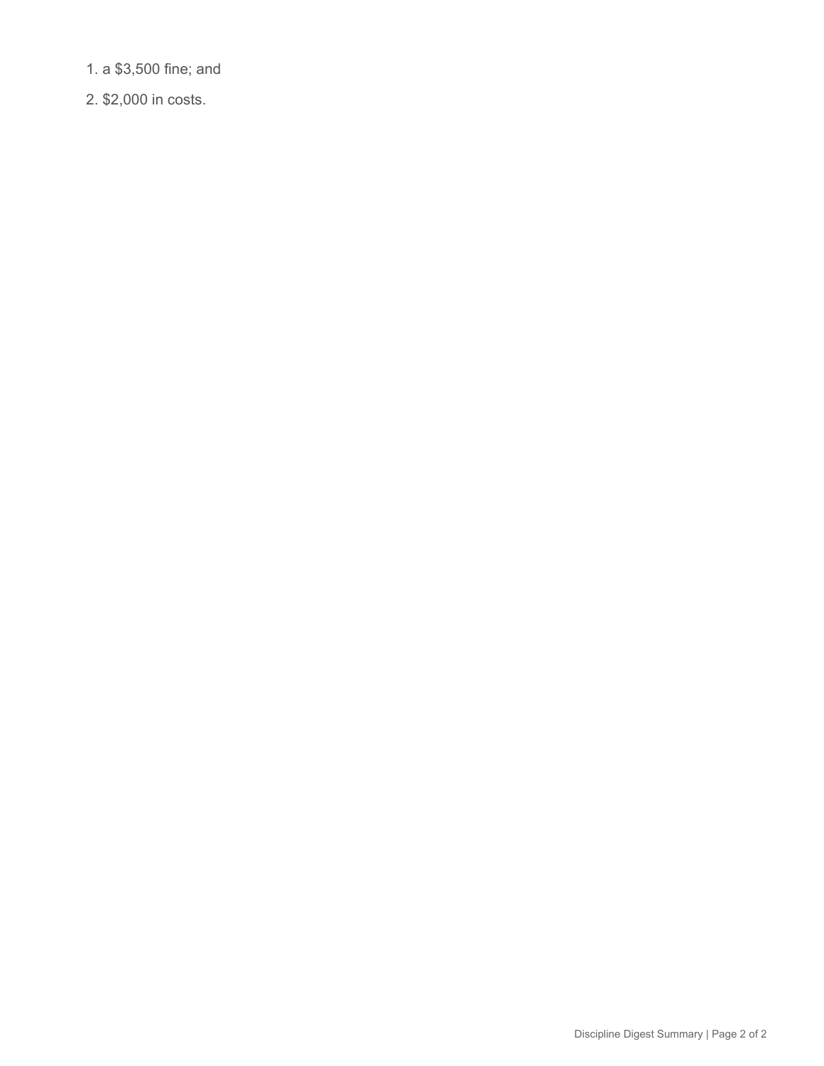1. a $3,500 fine; and
2. $2,000 in costs.